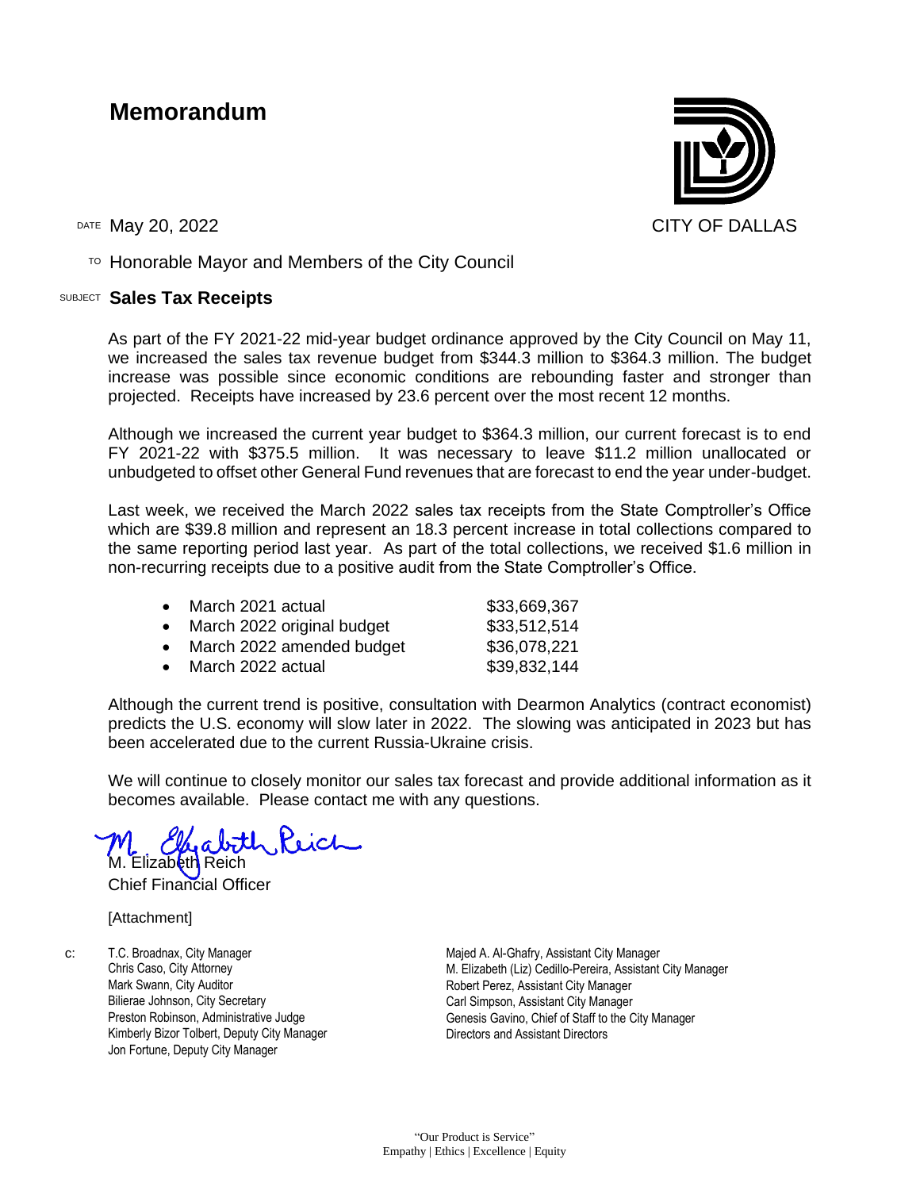# Memorandum

CITY OF DALLAS

DATE May 20, 2022

TO Honorable Mayor and Members of the City Council

SUBJECT **Sales Tax Receipts**

As part of the FY 2021-22 mid-year budget ordinance approved by the City Council on May 11, we increased the sales tax revenue budget from $344.3 million to $364.3 million. The budget increase was possible since economic conditions are rebounding faster and stronger than projected. Receipts have increased by 23.6 percent over the most recent 12 months.

Although we increased the current year budget to $364.3 million, our current forecast is to end FY 2021-22 with $375.5 million. It was necessary to leave $11.2 million unallocated or unbudgeted to offset other General Fund revenues that are forecast to end the year under-budget.

Last week, we received the March 2022 sales tax receipts from the State Comptroller's Office which are $39.8 million and represent an 18.3 percent increase in total collections compared to the same reporting period last year. As part of the total collections, we received $1.6 million in non-recurring receipts due to a positive audit from the State Comptroller's Office.

- March 2021 actual $33,669,367
- March 2022 original budget $33,512,514
- March 2022 amended budget $36,078,221
- March 2022 actual $39,832,144

Although the current trend is positive, consultation with Dearmon Analytics (contract economist) predicts the U.S. economy will slow later in 2022. The slowing was anticipated in 2023 but has been accelerated due to the current Russia-Ukraine crisis.

We will continue to closely monitor our sales tax forecast and provide additional information as it becomes available. Please contact me with any questions.

M. Elizabeth Reich
Chief Financial Officer

[Attachment]

c: T.C. Broadnax, City Manager
Chris Caso, City Attorney
Mark Swann, City Auditor
Bilierae Johnson, City Secretary
Preston Robinson, Administrative Judge
Kimberly Bizor Tolbert, Deputy City Manager
Jon Fortune, Deputy City Manager
Majed A. Al-Ghafry, Assistant City Manager
M. Elizabeth (Liz) Cedillo-Pereira, Assistant City Manager
Robert Perez, Assistant City Manager
Carl Simpson, Assistant City Manager
Genesis Gavino, Chief of Staff to the City Manager
Directors and Assistant Directors

"Our Product is Service"
Empathy | Ethics | Excellence | Equity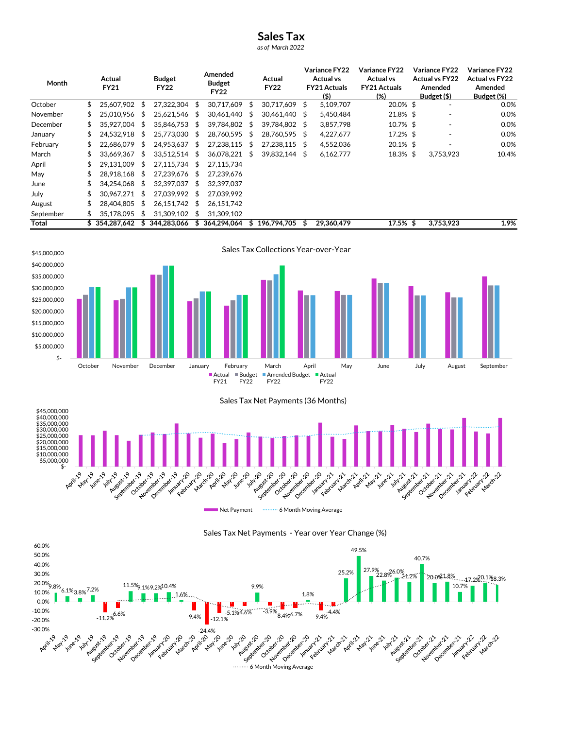# Sales Tax

*as of March 2022*

| Month | Actual FY21 | Budget FY22 | Amended Budget FY22 | Actual FY22 | Variance FY22 Actual vs FY21 Actuals ($) | Variance FY22 Actual vs FY21 Actuals (%) | Variance FY22 Actual vs FY22 Amended Budget ($) | Variance FY22 Actual vs FY22 Amended Budget (%) |
|---|---|---|---|---|---|---|---|---|
| October | $ 25,607,902 | $ 27,322,304 | $ 30,717,609 | $ 30,717,609 | $ 5,109,707 | 20.0% | $ - | 0.0% |
| November | $ 25,010,956 | $ 25,621,546 | $ 30,461,440 | $ 30,461,440 | $ 5,450,484 | 21.8% | $ - | 0.0% |
| December | $ 35,927,004 | $ 35,846,753 | $ 39,784,802 | $ 39,784,802 | $ 3,857,798 | 10.7% | $ - | 0.0% |
| January | $ 24,532,918 | $ 25,773,030 | $ 28,760,595 | $ 28,760,595 | $ 4,227,677 | 17.2% | $ - | 0.0% |
| February | $ 22,686,079 | $ 24,953,637 | $ 27,238,115 | $ 27,238,115 | $ 4,552,036 | 20.1% | $ - | 0.0% |
| March | $ 33,669,367 | $ 33,512,514 | $ 36,078,221 | $ 39,832,144 | $ 6,162,777 | 18.3% | $ 3,753,923 | 10.4% |
| April | $ 29,131,009 | $ 27,115,734 | $ 27,115,734 | | | | | |
| May | $ 28,918,168 | $ 27,239,676 | $ 27,239,676 | | | | | |
| June | $ 34,254,068 | $ 32,397,037 | $ 32,397,037 | | | | | |
| July | $ 30,967,271 | $ 27,039,992 | $ 27,039,992 | | | | | |
| August | $ 28,404,805 | $ 26,151,742 | $ 26,151,742 | | | | | |
| September | $ 35,178,095 | $ 31,309,102 | $ 31,309,102 | | | | | |
| **Total** | **$ 354,287,642** | **$ 344,283,066** | **$ 364,294,064** | **$ 196,794,705** | **$ 29,360,479** | **17.5%** | **$ 3,753,923** | **1.9%** |

Sales Tax Collections Year-over-Year

$45,000,000
$40,000,000
$35,000,000
$30,000,000
$25,000,000
$20,000,000
$15,000,000
$10,000,000
$5,000,000
$-

October November December January February March April May June July August September

Actual FY21 · Budget FY22 · Amended Budget FY22 · Actual FY22

Sales Tax Net Payments (36 Months)

$45,000,000
$40,000,000
$35,000,000
$30,000,000
$25,000,000
$20,000,000
$15,000,000
$10,000,000
$5,000,000
$-

April-19 May-19 June-19 July-19 August-19 September-19 October-19 November-19 December-19 January-20 February-20 March-20 April-20 May-20 June-20 July-20 August-20 September-20 October-20 November-20 December-20 January-21 February-21 March-21 April-21 May-21 June-21 July-21 August-21 September-21 October-21 November-21 December-21 January-22 February-22 March-22

Net Payment · 6 Month Moving Average

Sales Tax Net Payments - Year over Year Change (%)

60.0%
50.0%
40.0%
30.0%
20.0%
10.0%
0.0%
-10.0%
-20.0%
-30.0%

9.8% 6.1% 3.8% 7.2% -11.2% -6.6% 11.5% 9.1% 9.2% 10.4% 1.6% -9.4% -24.4% -12.1% -5.1% -4.6% 9.9% -3.9% -8.4% -6.7% 1.8% -9.4% -4.4% 25.2% 49.5% 27.9% 22.8% 26.0% 21.2% 40.7% 20.0% 21.8% 10.7% 17.2% 20.1% 18.3%

April-19 May-19 June-19 July-19 August-19 September-19 October-19 November-19 December-19 January-20 February-20 March-20 April-20 May-20 June-20 July-20 August-20 September-20 October-20 November-20 December-20 January-21 February-21 March-21 April-21 May-21 June-21 July-21 August-21 September-21 October-21 November-21 December-21 January-22 February-22 March-22

6 Month Moving Average